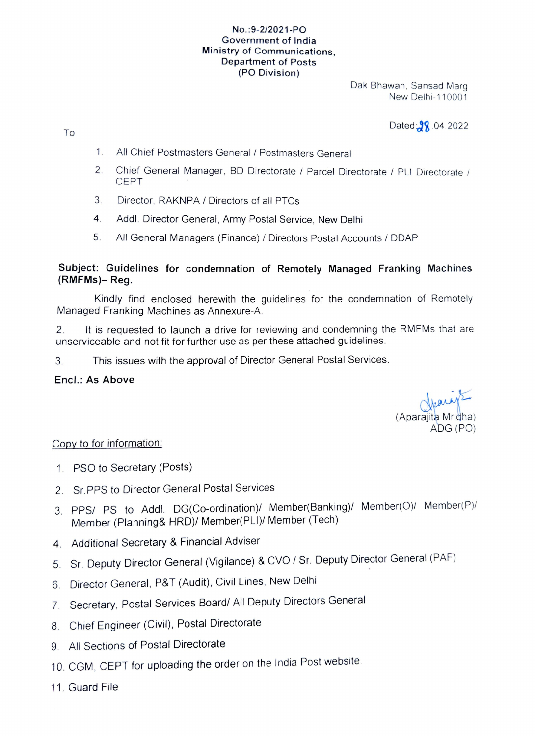No.:9-2/2021-PO
Government of India
Ministry of Communications,
Department of Posts
(PO Division)

Dak Bhawan, Sansad Marg
New Delhi-110001

Dated: 28.04.2022

To

1. All Chief Postmasters General / Postmasters General
2. Chief General Manager, BD Directorate / Parcel Directorate / PLI Directorate / CEPT
3. Director, RAKNPA / Directors of all PTCs
4. Addl. Director General, Army Postal Service, New Delhi
5. All General Managers (Finance) / Directors Postal Accounts / DDAP

**Subject: Guidelines for condemnation of Remotely Managed Franking Machines (RMFMs)– Reg.**

Kindly find enclosed herewith the guidelines for the condemnation of Remotely Managed Franking Machines as Annexure-A.

2. It is requested to launch a drive for reviewing and condemning the RMFMs that are unserviceable and not fit for further use as per these attached guidelines.

3. This issues with the approval of Director General Postal Services.

**Encl.: As Above**

(Aparajita Mridha)
ADG (PO)

Copy to for information:

1. PSO to Secretary (Posts)
2. Sr.PPS to Director General Postal Services
3. PPS/ PS to Addl. DG(Co-ordination)/ Member(Banking)/ Member(O)/ Member(P)/ Member (Planning& HRD)/ Member(PLI)/ Member (Tech)
4. Additional Secretary & Financial Adviser
5. Sr. Deputy Director General (Vigilance) & CVO / Sr. Deputy Director General (PAF)
6. Director General, P&T (Audit), Civil Lines, New Delhi
7. Secretary, Postal Services Board/ All Deputy Directors General
8. Chief Engineer (Civil), Postal Directorate
9. All Sections of Postal Directorate
10. CGM, CEPT for uploading the order on the India Post website
11. Guard File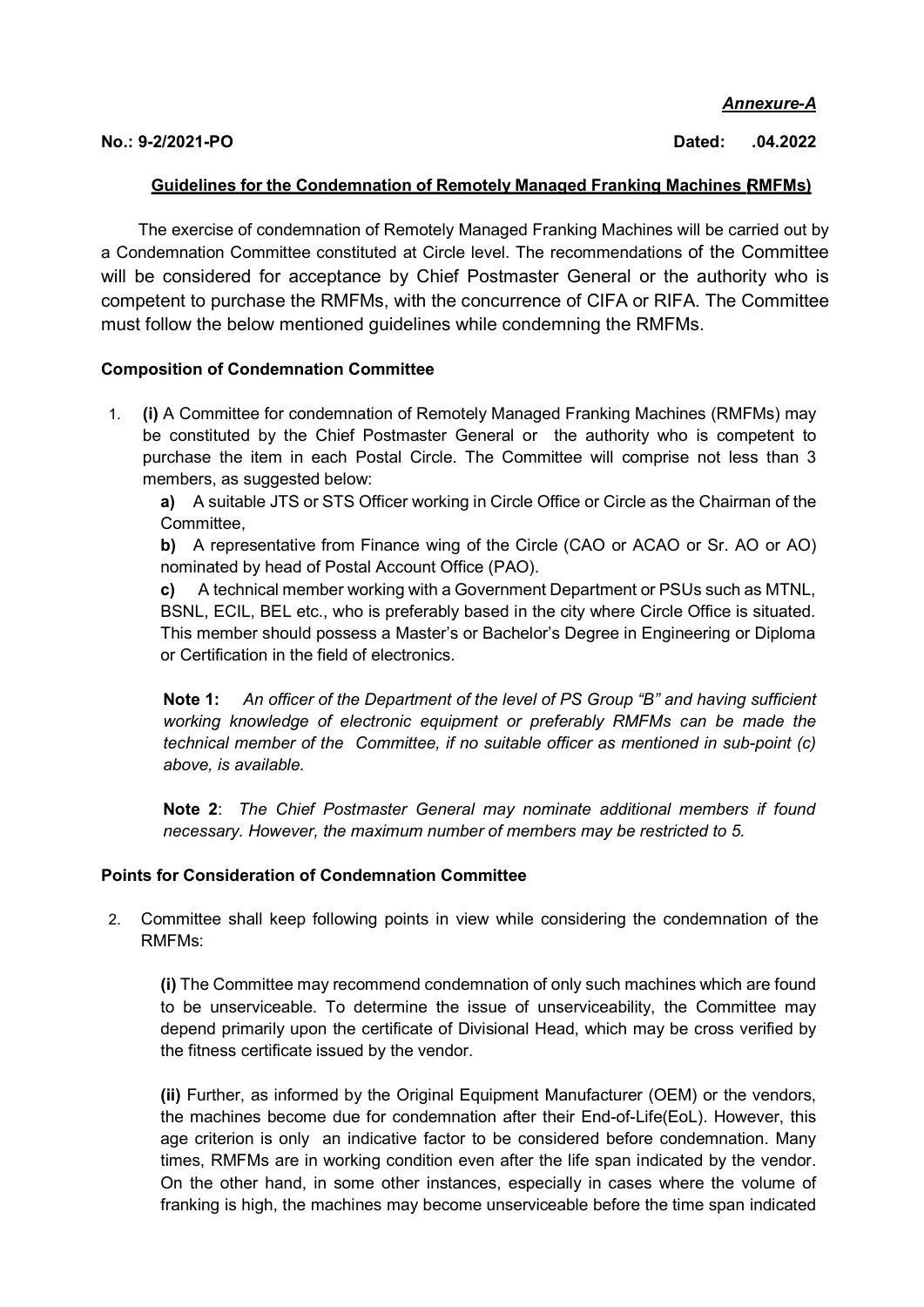*Annexure-A*

**No.: 9-2/2021-PO** **Dated: .04.2022**

**Guidelines for the Condemnation of Remotely Managed Franking Machines (RMFMs)**

The exercise of condemnation of Remotely Managed Franking Machines will be carried out by a Condemnation Committee constituted at Circle level. The recommendations of the Committee will be considered for acceptance by Chief Postmaster General or the authority who is competent to purchase the RMFMs, with the concurrence of CIFA or RIFA. The Committee must follow the below mentioned guidelines while condemning the RMFMs.

**Composition of Condemnation Committee**

1. **(i)** A Committee for condemnation of Remotely Managed Franking Machines (RMFMs) may be constituted by the Chief Postmaster General or the authority who is competent to purchase the item in each Postal Circle. The Committee will comprise not less than 3 members, as suggested below:

   **a)** A suitable JTS or STS Officer working in Circle Office or Circle as the Chairman of the Committee,

   **b)** A representative from Finance wing of the Circle (CAO or ACAO or Sr. AO or AO) nominated by head of Postal Account Office (PAO).

   **c)** A technical member working with a Government Department or PSUs such as MTNL, BSNL, ECIL, BEL etc., who is preferably based in the city where Circle Office is situated. This member should possess a Master's or Bachelor's Degree in Engineering or Diploma or Certification in the field of electronics.

   **Note 1:** *An officer of the Department of the level of PS Group "B" and having sufficient working knowledge of electronic equipment or preferably RMFMs can be made the technical member of the Committee, if no suitable officer as mentioned in sub-point (c) above, is available.*

   **Note 2**: *The Chief Postmaster General may nominate additional members if found necessary. However, the maximum number of members may be restricted to 5.*

**Points for Consideration of Condemnation Committee**

2. Committee shall keep following points in view while considering the condemnation of the RMFMs:

   **(i)** The Committee may recommend condemnation of only such machines which are found to be unserviceable. To determine the issue of unserviceability, the Committee may depend primarily upon the certificate of Divisional Head, which may be cross verified by the fitness certificate issued by the vendor.

   **(ii)** Further, as informed by the Original Equipment Manufacturer (OEM) or the vendors, the machines become due for condemnation after their End-of-Life(EoL). However, this age criterion is only an indicative factor to be considered before condemnation. Many times, RMFMs are in working condition even after the life span indicated by the vendor. On the other hand, in some other instances, especially in cases where the volume of franking is high, the machines may become unserviceable before the time span indicated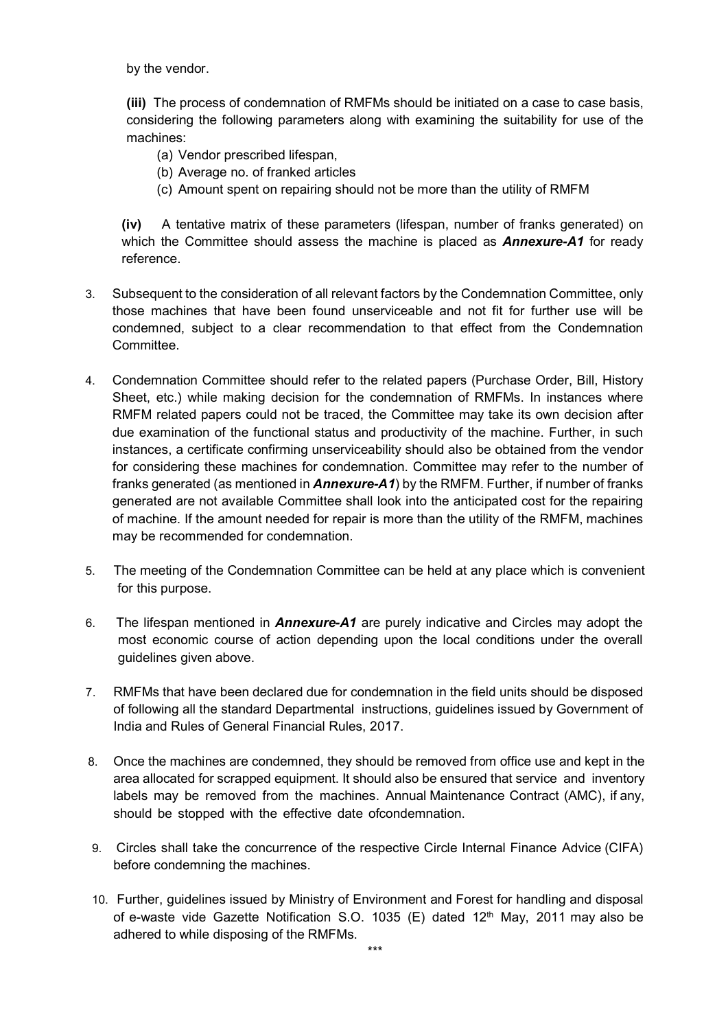by the vendor.

**(iii)** The process of condemnation of RMFMs should be initiated on a case to case basis, considering the following parameters along with examining the suitability for use of the machines:

(a) Vendor prescribed lifespan,
(b) Average no. of franked articles
(c) Amount spent on repairing should not be more than the utility of RMFM

**(iv)** A tentative matrix of these parameters (lifespan, number of franks generated) on which the Committee should assess the machine is placed as ***Annexure-A1*** for ready reference.

3. Subsequent to the consideration of all relevant factors by the Condemnation Committee, only those machines that have been found unserviceable and not fit for further use will be condemned, subject to a clear recommendation to that effect from the Condemnation Committee.

4. Condemnation Committee should refer to the related papers (Purchase Order, Bill, History Sheet, etc.) while making decision for the condemnation of RMFMs. In instances where RMFM related papers could not be traced, the Committee may take its own decision after due examination of the functional status and productivity of the machine. Further, in such instances, a certificate confirming unserviceability should also be obtained from the vendor for considering these machines for condemnation. Committee may refer to the number of franks generated (as mentioned in ***Annexure-A1***) by the RMFM. Further, if number of franks generated are not available Committee shall look into the anticipated cost for the repairing of machine. If the amount needed for repair is more than the utility of the RMFM, machines may be recommended for condemnation.

5. The meeting of the Condemnation Committee can be held at any place which is convenient for this purpose.

6. The lifespan mentioned in ***Annexure-A1*** are purely indicative and Circles may adopt the most economic course of action depending upon the local conditions under the overall guidelines given above.

7. RMFMs that have been declared due for condemnation in the field units should be disposed of following all the standard Departmental instructions, guidelines issued by Government of India and Rules of General Financial Rules, 2017.

8. Once the machines are condemned, they should be removed from office use and kept in the area allocated for scrapped equipment. It should also be ensured that service and inventory labels may be removed from the machines. Annual Maintenance Contract (AMC), if any, should be stopped with the effective date ofcondemnation.

9. Circles shall take the concurrence of the respective Circle Internal Finance Advice (CIFA) before condemning the machines.

10. Further, guidelines issued by Ministry of Environment and Forest for handling and disposal of e-waste vide Gazette Notification S.O. 1035 (E) dated 12th May, 2011 may also be adhered to while disposing of the RMFMs.

***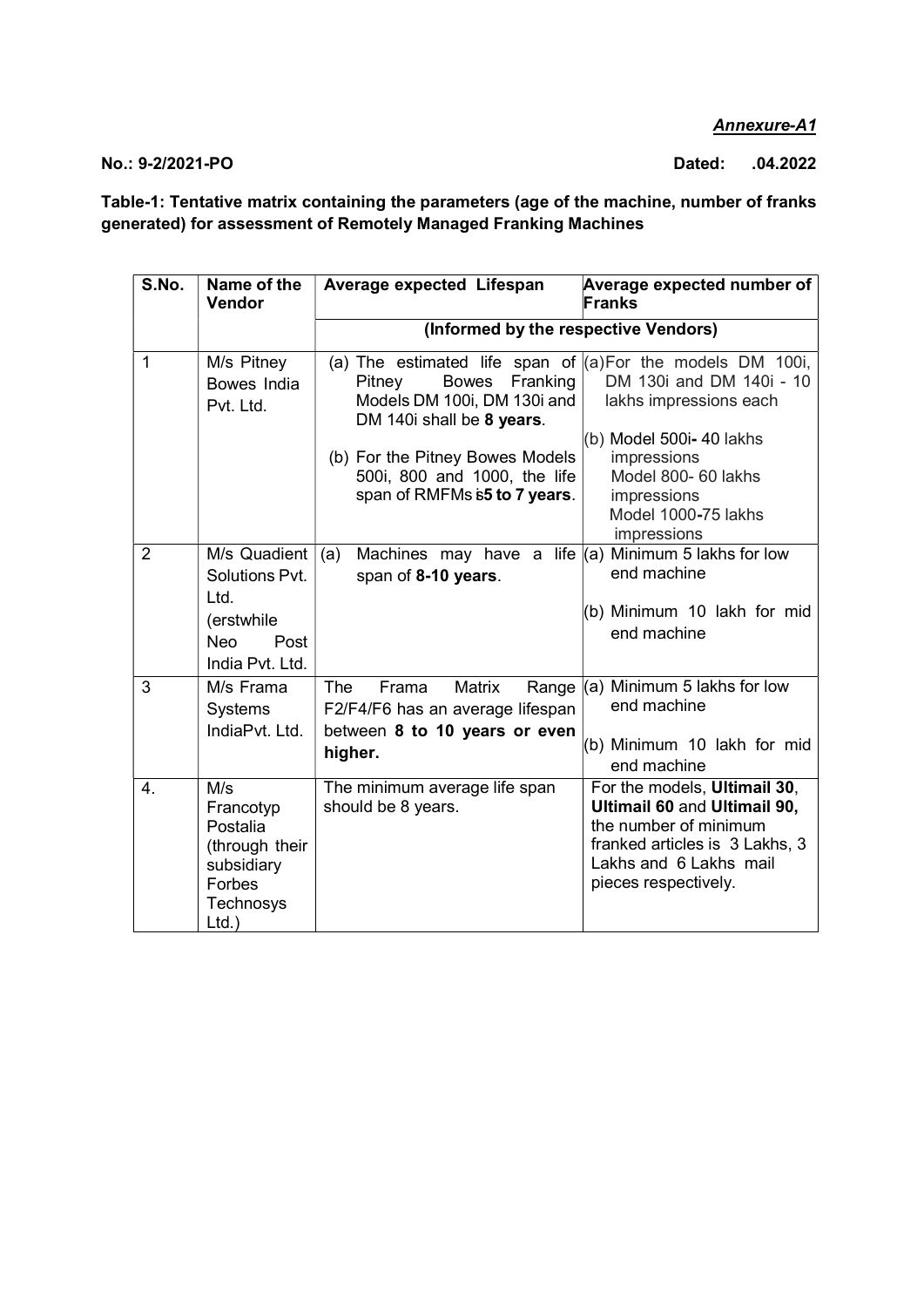***Annexure-A1***

**No.: 9-2/2021-PO** **Dated: .04.2022**

**Table-1: Tentative matrix containing the parameters (age of the machine, number of franks generated) for assessment of Remotely Managed Franking Machines**

| S.No. | Name of the Vendor | Average expected Lifespan | Average expected number of Franks |
|---|---|---|---|
| | | (Informed by the respective Vendors) | |
| 1 | M/s Pitney Bowes India Pvt. Ltd. | (a) The estimated life span of Pitney Bowes Franking Models DM 100i, DM 130i and DM 140i shall be **8 years**.<br>(b) For the Pitney Bowes Models 500i, 800 and 1000, the life span of RMFMs is **5 to 7 years**. | (a) For the models DM 100i, DM 130i and DM 140i - 10 lakhs impressions each<br>(b) Model 500i- 40 lakhs impressions<br>Model 800- 60 lakhs impressions<br>Model 1000-75 lakhs impressions |
| 2 | M/s Quadient Solutions Pvt. Ltd. (erstwhile Neo Post India Pvt. Ltd. | (a) Machines may have a life span of **8-10 years**. | (a) Minimum 5 lakhs for low end machine<br>(b) Minimum 10 lakh for mid end machine |
| 3 | M/s Frama Systems IndiaPvt. Ltd. | The Frama Matrix Range F2/F4/F6 has an average lifespan between **8 to 10 years or even higher.** | (a) Minimum 5 lakhs for low end machine<br>(b) Minimum 10 lakh for mid end machine |
| 4. | M/s Francotyp Postalia (through their subsidiary Forbes Technosys Ltd.) | The minimum average life span should be 8 years. | For the models, **Ultimail 30**, **Ultimail 60** and **Ultimail 90,** the number of minimum franked articles is 3 Lakhs, 3 Lakhs and 6 Lakhs mail pieces respectively. |